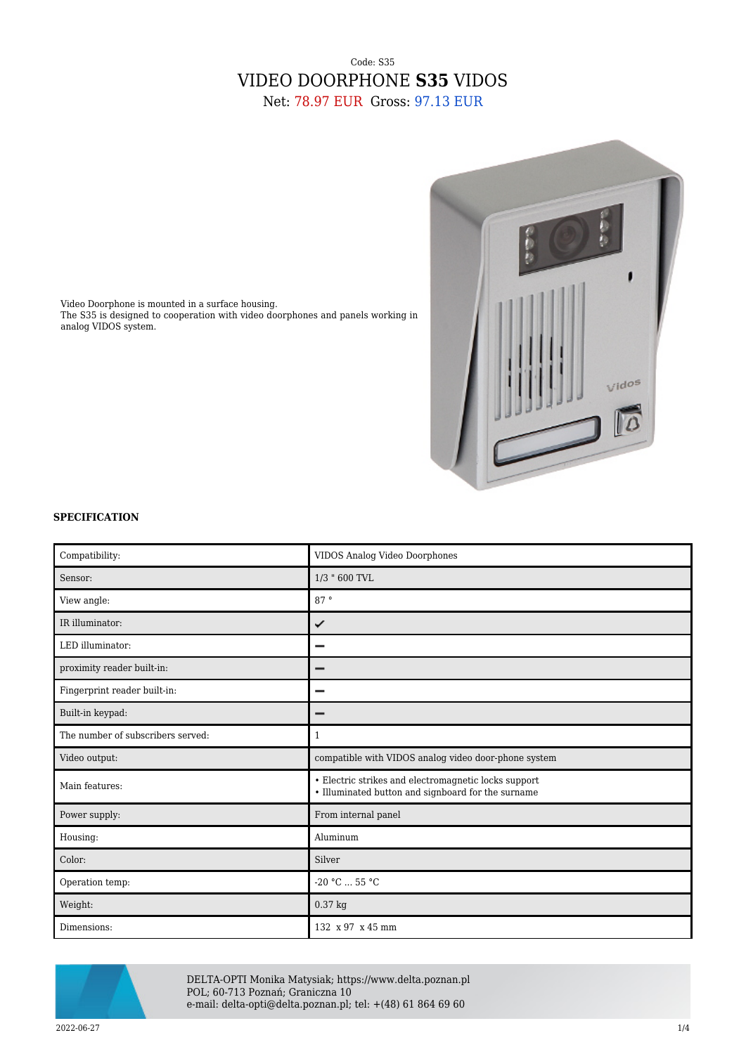Code: S35

# VIDEO DOORPHONE **S35** VIDOS

Net: 78.97 EUR Gross: 97.13 EUR

Video Doorphone is mounted in a surface housing.
The S35 is designed to cooperation with video doorphones and panels working in analog VIDOS system.

### SPECIFICATION

| | |
|---|---|
| Compatibility: | VIDOS Analog Video Doorphones |
| Sensor: | 1/3 " 600 TVL |
| View angle: | 87 ° |
| IR illuminator: | ✔ |
| LED illuminator: | – |
| proximity reader built-in: | – |
| Fingerprint reader built-in: | – |
| Built-in keypad: | – |
| The number of subscribers served: | 1 |
| Video output: | compatible with VIDOS analog video door-phone system |
| Main features: | • Electric strikes and electromagnetic locks support<br>• Illuminated button and signboard for the surname |
| Power supply: | From internal panel |
| Housing: | Aluminum |
| Color: | Silver |
| Operation temp: | -20 °C ... 55 °C |
| Weight: | 0.37 kg |
| Dimensions: | 132 x 97 x 45 mm |

DELTA-OPTI Monika Matysiak; https://www.delta.poznan.pl
POL; 60-713 Poznań; Graniczna 10
e-mail: delta-opti@delta.poznan.pl; tel: +(48) 61 864 69 60

2022-06-27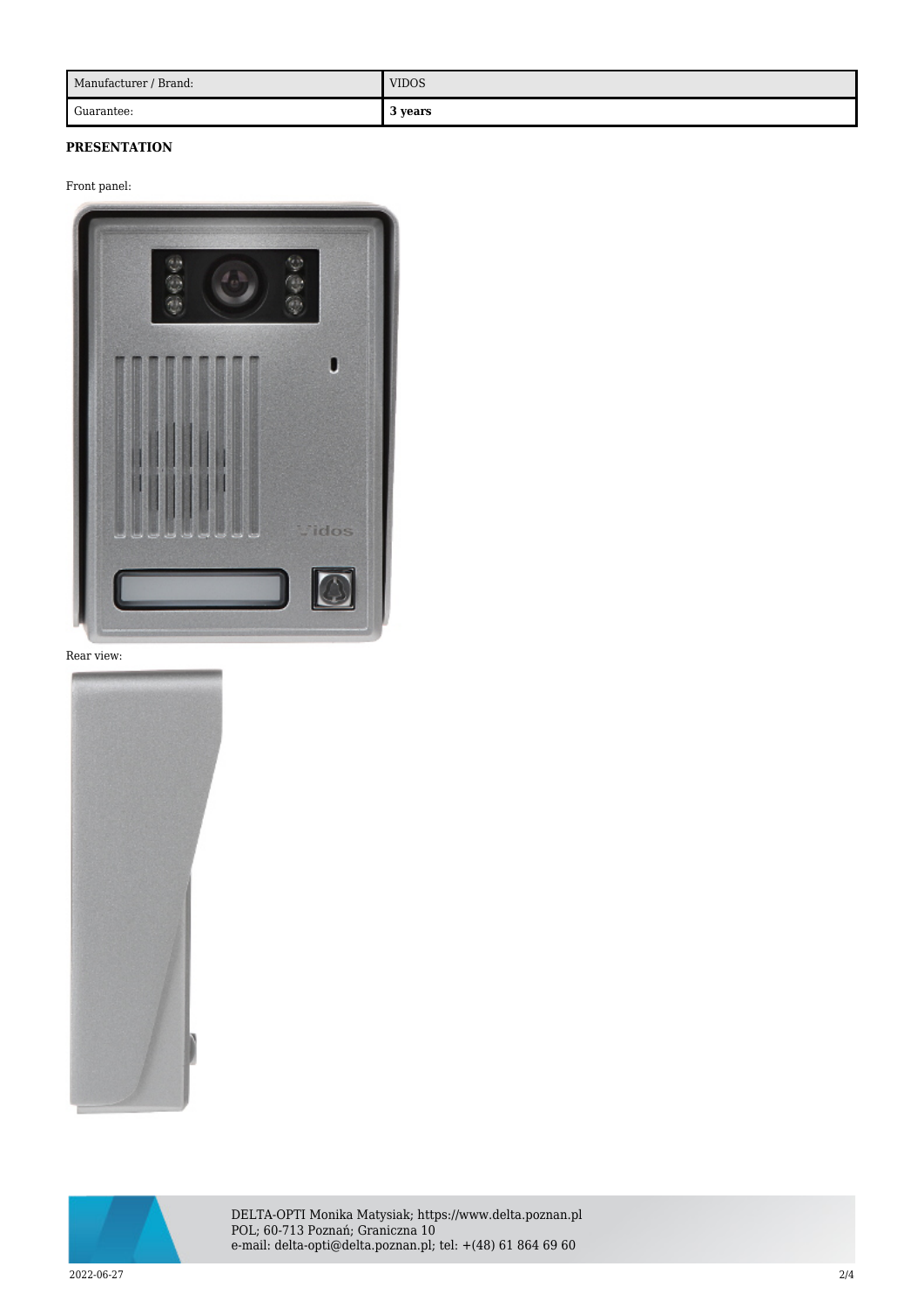| Manufacturer / Brand: | VIDOS |
| --- | --- |
| Guarantee: | **3 years** |

**PRESENTATION**

Front panel:

Rear view: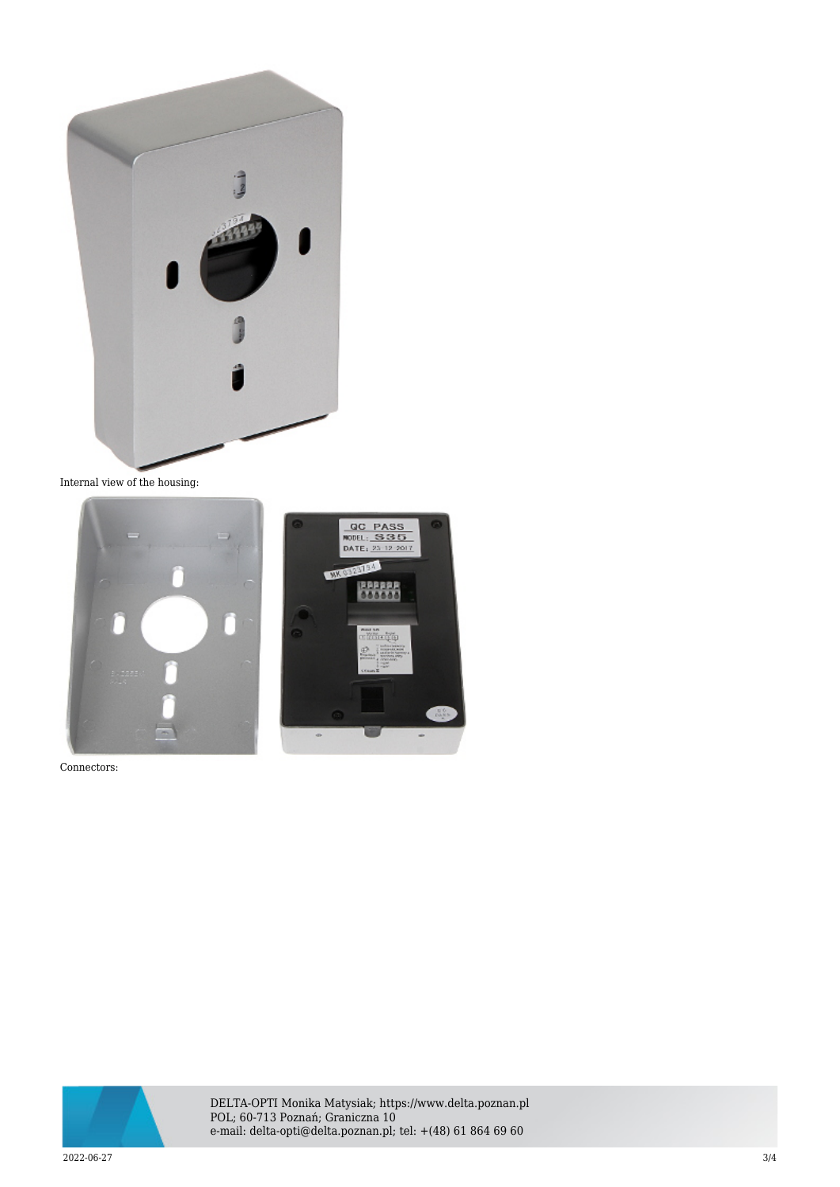Internal view of the housing:

Connectors: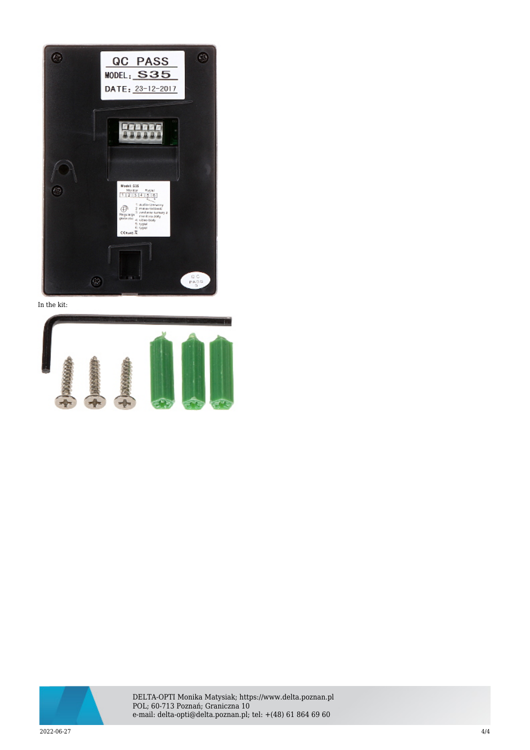In the kit: